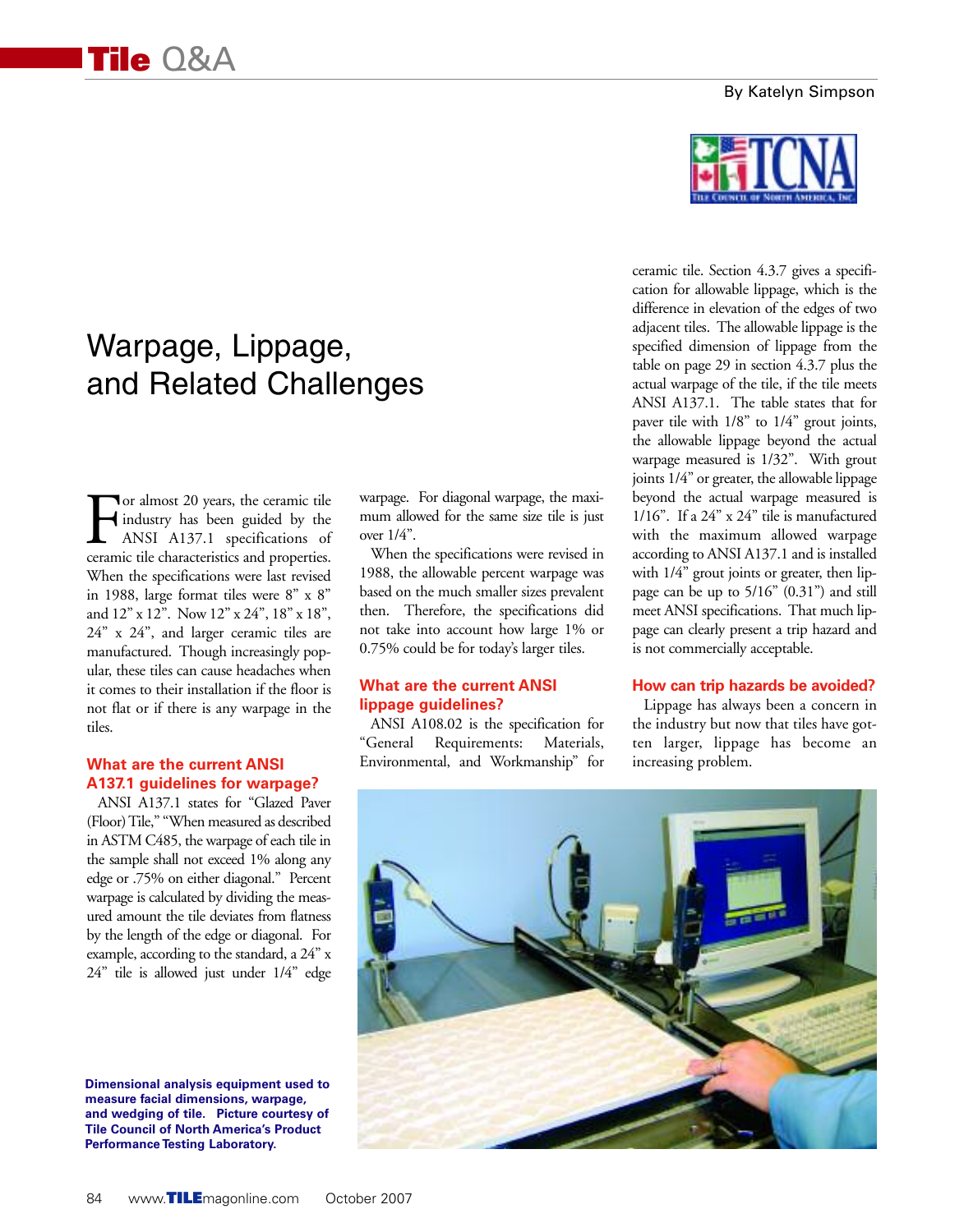# Tile Q&A

By Katelyn Simpson

## Warpage, Lippage, and Related Challenges

For almost 20 years, the ceramic tile industry has been guided by the ANSI A137.1 specifications of ceramic tile characteristics and properties. When the specifications were last revised in 1988, large format tiles were 8" x 8" and 12" x 12". Now 12" x 24", 18" x 18", 24" x 24", and larger ceramic tiles are manufactured. Though increasingly popular, these tiles can cause headaches when it comes to their installation if the floor is not flat or if there is any warpage in the tiles.

### What are the current ANSI A137.1 guidelines for warpage?

ANSI A137.1 states for "Glazed Paver (Floor) Tile," "When measured as described in ASTM C485, the warpage of each tile in the sample shall not exceed 1% along any edge or .75% on either diagonal." Percent warpage is calculated by dividing the measured amount the tile deviates from flatness by the length of the edge or diagonal. For example, according to the standard, a 24" x 24" tile is allowed just under 1/4" edge warpage. For diagonal warpage, the maximum allowed for the same size tile is just over 1/4".

When the specifications were revised in 1988, the allowable percent warpage was based on the much smaller sizes prevalent then. Therefore, the specifications did not take into account how large 1% or 0.75% could be for today's larger tiles.

### What are the current ANSI lippage guidelines?

ANSI A108.02 is the specification for "General Requirements: Materials, Environmental, and Workmanship" for ceramic tile. Section 4.3.7 gives a specification for allowable lippage, which is the difference in elevation of the edges of two adjacent tiles. The allowable lippage is the specified dimension of lippage from the table on page 29 in section 4.3.7 plus the actual warpage of the tile, if the tile meets ANSI A137.1. The table states that for paver tile with 1/8" to 1/4" grout joints, the allowable lippage beyond the actual warpage measured is 1/32". With grout joints 1/4" or greater, the allowable lippage beyond the actual warpage measured is 1/16". If a 24" x 24" tile is manufactured with the maximum allowed warpage according to ANSI A137.1 and is installed with 1/4" grout joints or greater, then lippage can be up to 5/16" (0.31") and still meet ANSI specifications. That much lippage can clearly present a trip hazard and is not commercially acceptable.

### How can trip hazards be avoided?

Lippage has always been a concern in the industry but now that tiles have gotten larger, lippage has become an increasing problem.

**Dimensional analysis equipment used to measure facial dimensions, warpage, and wedging of tile. Picture courtesy of Tile Council of North America's Product Performance Testing Laboratory.**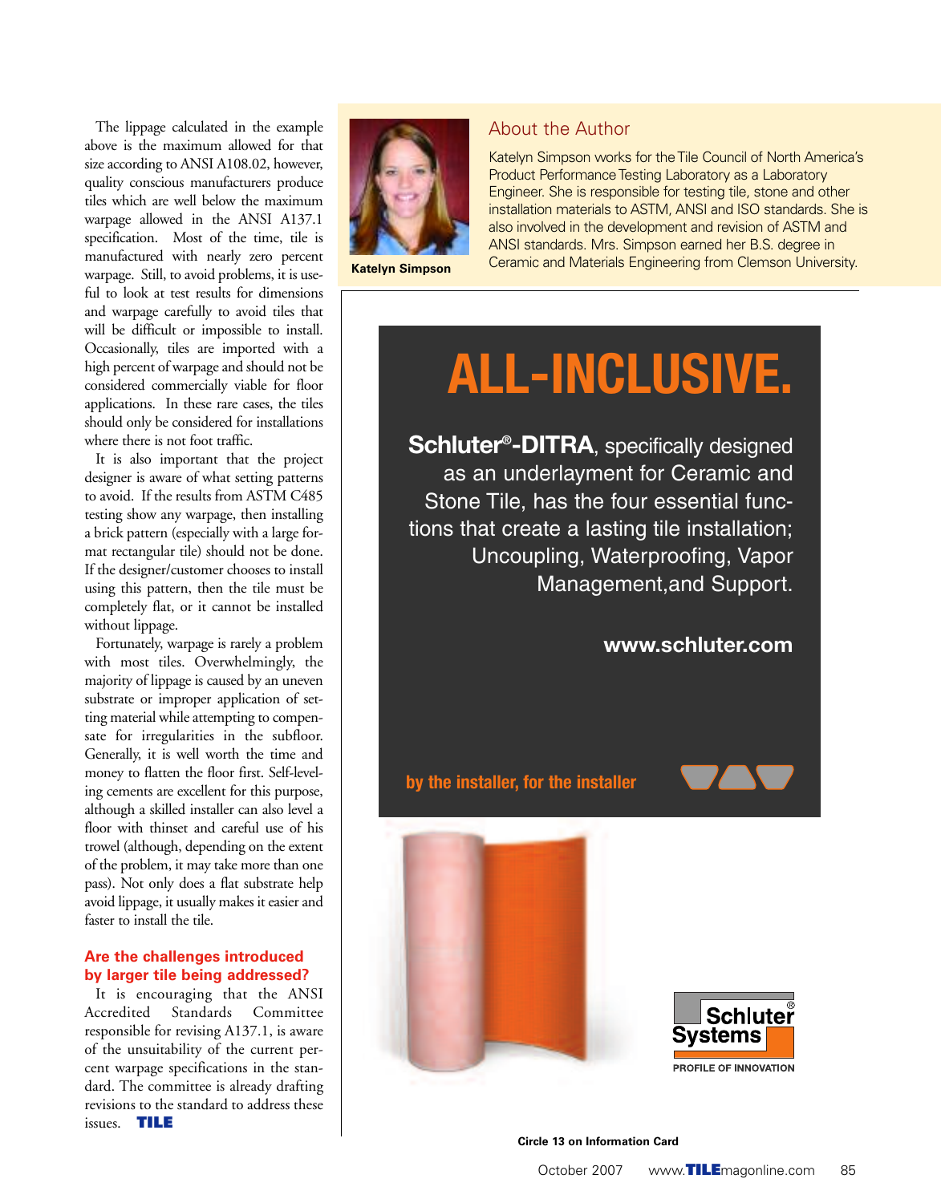The lippage calculated in the example above is the maximum allowed for that size according to ANSI A108.02, however, quality conscious manufacturers produce tiles which are well below the maximum warpage allowed in the ANSI A137.1 specification. Most of the time, tile is manufactured with nearly zero percent warpage. Still, to avoid problems, it is useful to look at test results for dimensions and warpage carefully to avoid tiles that will be difficult or impossible to install. Occasionally, tiles are imported with a high percent of warpage and should not be considered commercially viable for floor applications. In these rare cases, the tiles should only be considered for installations where there is not foot traffic.

It is also important that the project designer is aware of what setting patterns to avoid. If the results from ASTM C485 testing show any warpage, then installing a brick pattern (especially with a large format rectangular tile) should not be done. If the designer/customer chooses to install using this pattern, then the tile must be completely flat, or it cannot be installed without lippage.

Fortunately, warpage is rarely a problem with most tiles. Overwhelmingly, the majority of lippage is caused by an uneven substrate or improper application of setting material while attempting to compensate for irregularities in the subfloor. Generally, it is well worth the time and money to flatten the floor first. Self-leveling cements are excellent for this purpose, although a skilled installer can also level a floor with thinset and careful use of his trowel (although, depending on the extent of the problem, it may take more than one pass). Not only does a flat substrate help avoid lippage, it usually makes it easier and faster to install the tile.

## Are the challenges introduced by larger tile being addressed?

It is encouraging that the ANSI Accredited Standards Committee responsible for revising A137.1, is aware of the unsuitability of the current percent warpage specifications in the standard. The committee is already drafting revisions to the standard to address these issues. **TILE**

### About the Author

**Katelyn Simpson**

Katelyn Simpson works for the Tile Council of North America's Product Performance Testing Laboratory as a Laboratory Engineer. She is responsible for testing tile, stone and other installation materials to ASTM, ANSI and ISO standards. She is also involved in the development and revision of ASTM and ANSI standards. Mrs. Simpson earned her B.S. degree in Ceramic and Materials Engineering from Clemson University.

# ALL-INCLUSIVE.

**Schluter®-DITRA**, specifically designed as an underlayment for Ceramic and Stone Tile, has the four essential functions that create a lasting tile installation; Uncoupling, Waterproofing, Vapor Management, and Support.

**www.schluter.com**

**by the installer, for the installer**

Schluter® Systems

PROFILE OF INNOVATION

**Circle 13 on Information Card**